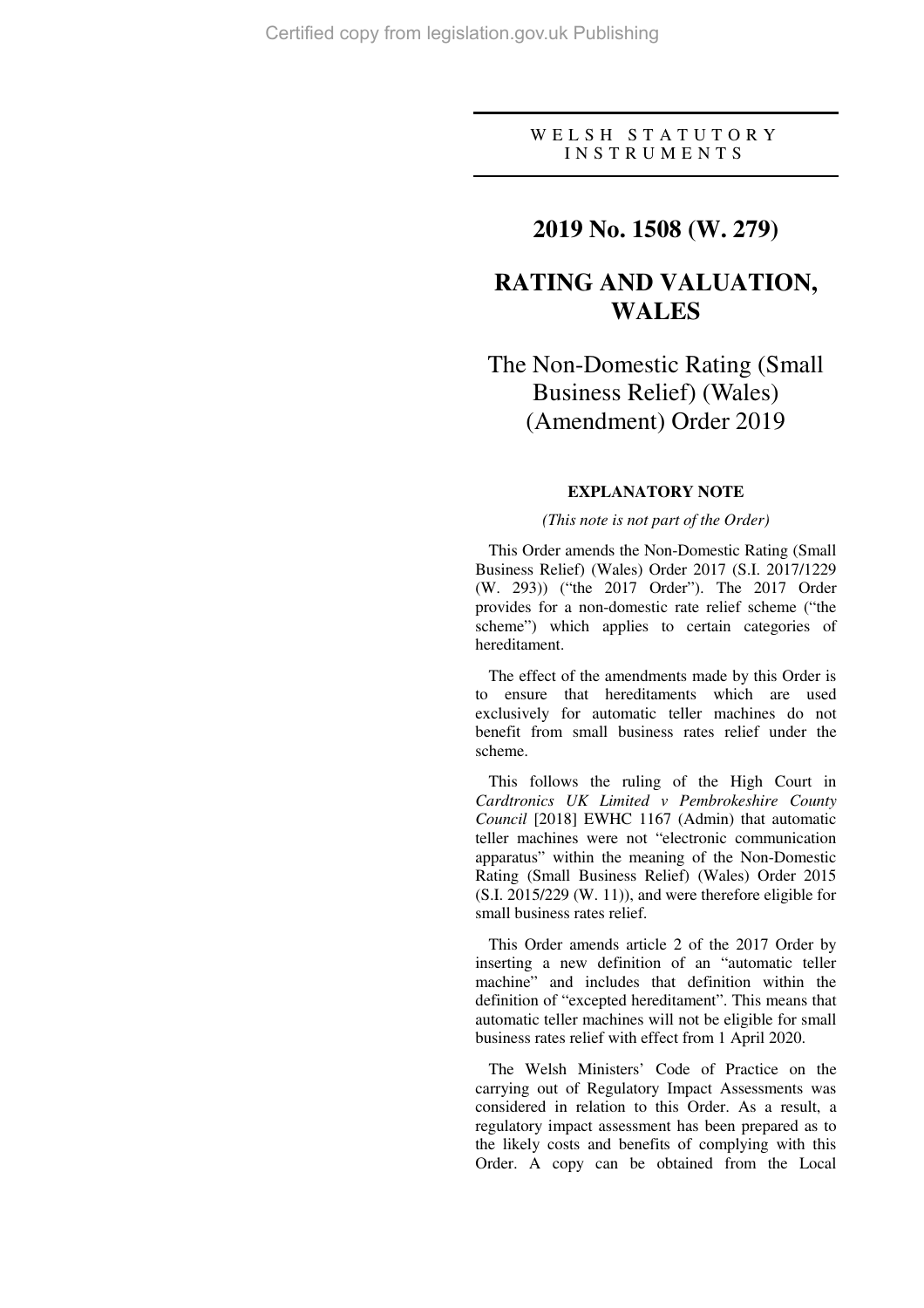WELSH STATUTORY INSTRUMENTS

# 2019 No. 1508 (W. 279)

# RATING AND VALUATION, WALES

## The Non-Domestic Rating (Small Business Relief) (Wales) (Amendment) Order 2019

### EXPLANATORY NOTE

*(This note is not part of the Order)*

This Order amends the Non-Domestic Rating (Small Business Relief) (Wales) Order 2017 (S.I. 2017/1229 (W. 293)) ("the 2017 Order"). The 2017 Order provides for a non-domestic rate relief scheme ("the scheme") which applies to certain categories of hereditament.

The effect of the amendments made by this Order is to ensure that hereditaments which are used exclusively for automatic teller machines do not benefit from small business rates relief under the scheme.

This follows the ruling of the High Court in *Cardtronics UK Limited v Pembrokeshire County Council* [2018] EWHC 1167 (Admin) that automatic teller machines were not "electronic communication apparatus" within the meaning of the Non-Domestic Rating (Small Business Relief) (Wales) Order 2015 (S.I. 2015/229 (W. 11)), and were therefore eligible for small business rates relief.

This Order amends article 2 of the 2017 Order by inserting a new definition of an "automatic teller machine" and includes that definition within the definition of "excepted hereditament". This means that automatic teller machines will not be eligible for small business rates relief with effect from 1 April 2020.

The Welsh Ministers' Code of Practice on the carrying out of Regulatory Impact Assessments was considered in relation to this Order. As a result, a regulatory impact assessment has been prepared as to the likely costs and benefits of complying with this Order. A copy can be obtained from the Local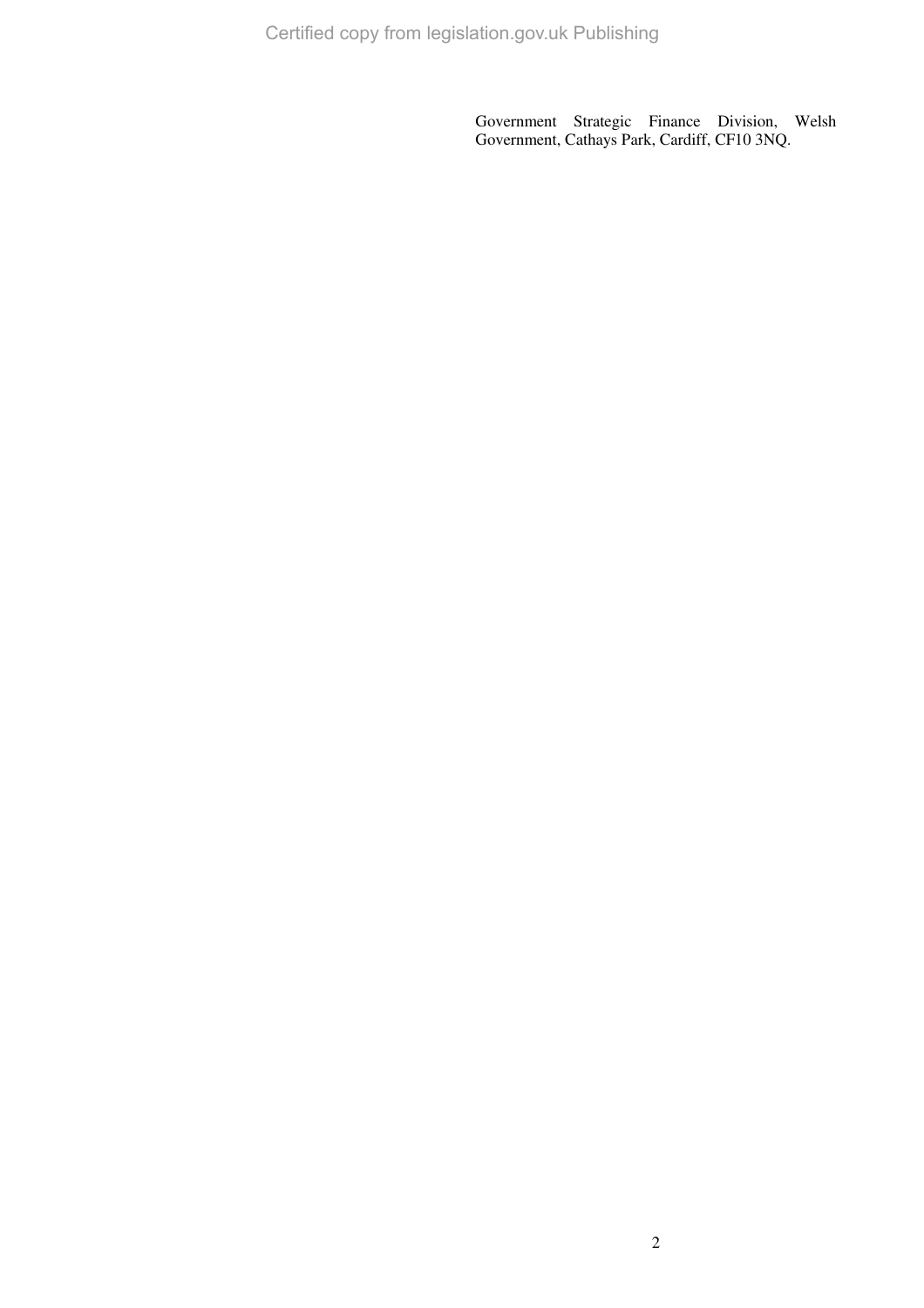Government Strategic Finance Division, Welsh Government, Cathays Park, Cardiff, CF10 3NQ.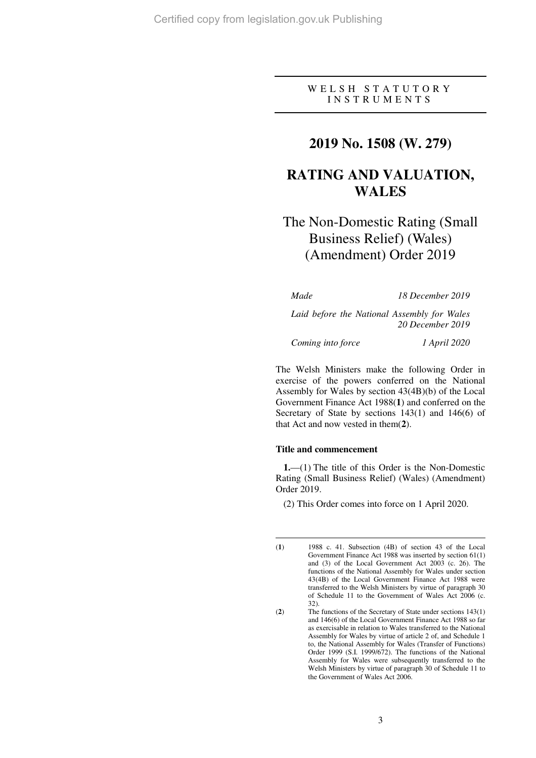WELSH STATUTORY INSTRUMENTS

# 2019 No. 1508 (W. 279)

# RATING AND VALUATION, WALES

## The Non-Domestic Rating (Small Business Relief) (Wales) (Amendment) Order 2019

| | |
|---|---|
| *Made* | *18 December 2019* |
| *Laid before the National Assembly for Wales* | *20 December 2019* |
| *Coming into force* | *1 April 2020* |

The Welsh Ministers make the following Order in exercise of the powers conferred on the National Assembly for Wales by section 43(4B)(b) of the Local Government Finance Act 1988(**1**) and conferred on the Secretary of State by sections 143(1) and 146(6) of that Act and now vested in them(**2**).

### Title and commencement

**1.**—(1) The title of this Order is the Non-Domestic Rating (Small Business Relief) (Wales) (Amendment) Order 2019.

(2) This Order comes into force on 1 April 2020.

---

(**1**) 1988 c. 41. Subsection (4B) of section 43 of the Local Government Finance Act 1988 was inserted by section 61(1) and (3) of the Local Government Act 2003 (c. 26). The functions of the National Assembly for Wales under section 43(4B) of the Local Government Finance Act 1988 were transferred to the Welsh Ministers by virtue of paragraph 30 of Schedule 11 to the Government of Wales Act 2006 (c. 32).

(**2**) The functions of the Secretary of State under sections 143(1) and 146(6) of the Local Government Finance Act 1988 so far as exercisable in relation to Wales transferred to the National Assembly for Wales by virtue of article 2 of, and Schedule 1 to, the National Assembly for Wales (Transfer of Functions) Order 1999 (S.I. 1999/672). The functions of the National Assembly for Wales were subsequently transferred to the Welsh Ministers by virtue of paragraph 30 of Schedule 11 to the Government of Wales Act 2006.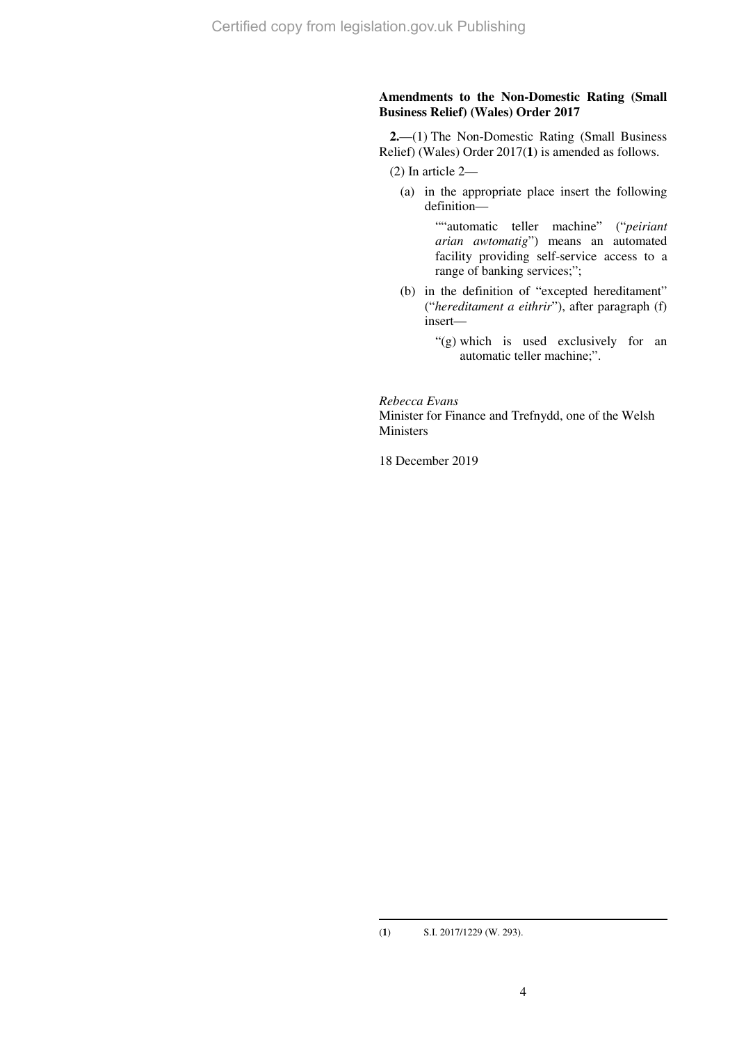**Amendments to the Non-Domestic Rating (Small Business Relief) (Wales) Order 2017**

**2.**—(1) The Non-Domestic Rating (Small Business Relief) (Wales) Order 2017(**1**) is amended as follows.

(2) In article 2—

(a) in the appropriate place insert the following definition—

""automatic teller machine" ("*peiriant arian awtomatig*") means an automated facility providing self-service access to a range of banking services;";

(b) in the definition of "excepted hereditament" ("*hereditament a eithrir*"), after paragraph (f) insert—

"(g) which is used exclusively for an automatic teller machine;".

*Rebecca Evans*
Minister for Finance and Trefnydd, one of the Welsh Ministers

18 December 2019

---

(**1**) S.I. 2017/1229 (W. 293).